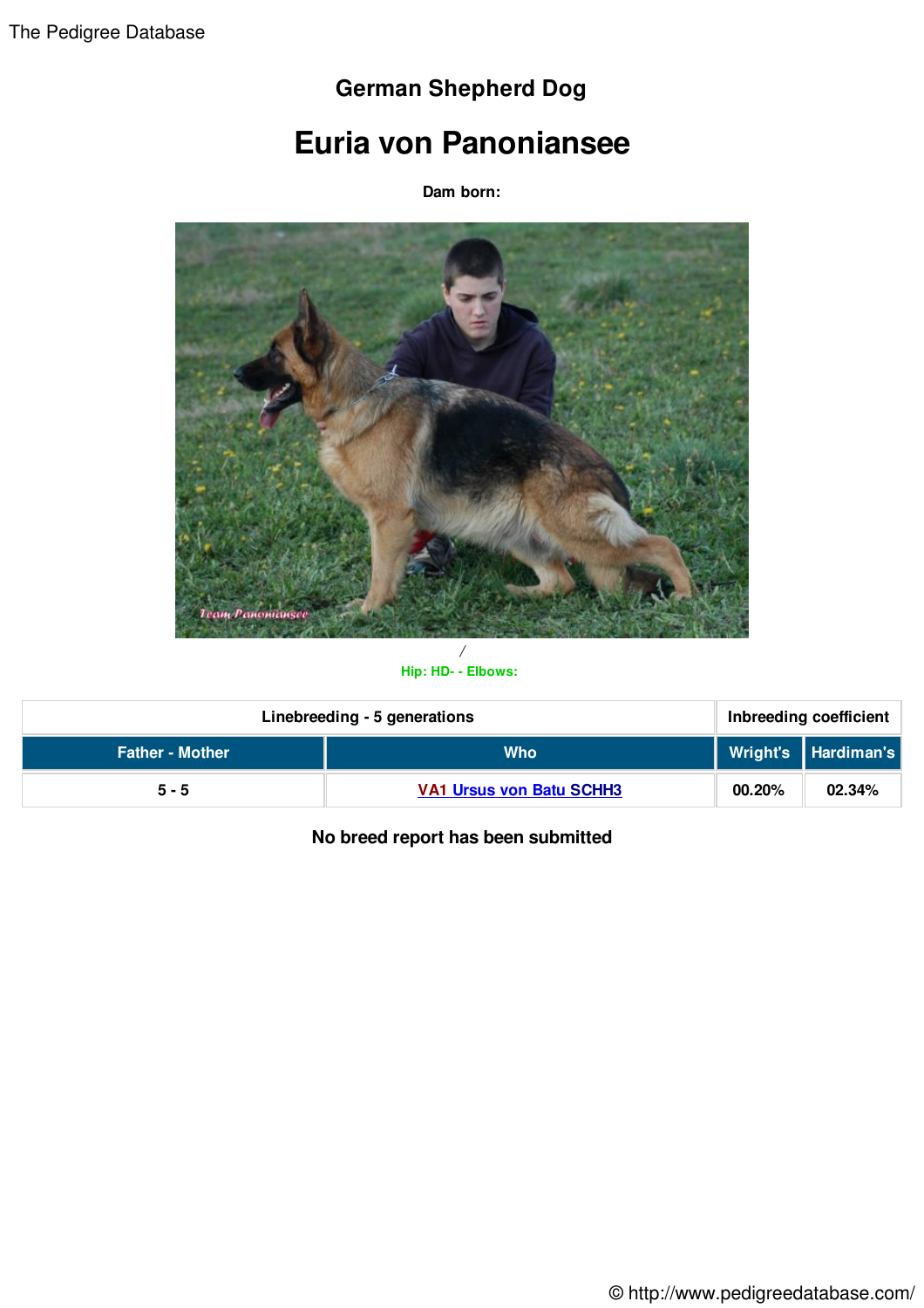# German Shepherd Dog

# Euria von Panoniansee

**Dam born:**

/

Hip: HD- - Elbows:

| Linebreeding - 5 generations | | Inbreeding coefficient | |
|---|---|---|---|
| **Father - Mother** | **Who** | **Wright's** | **Hardiman's** |
| 5 - 5 | VA1 Ursus von Batu SCHH3 | 00.20% | 02.34% |

**No breed report has been submitted**

© http://www.pedigreedatabase.com/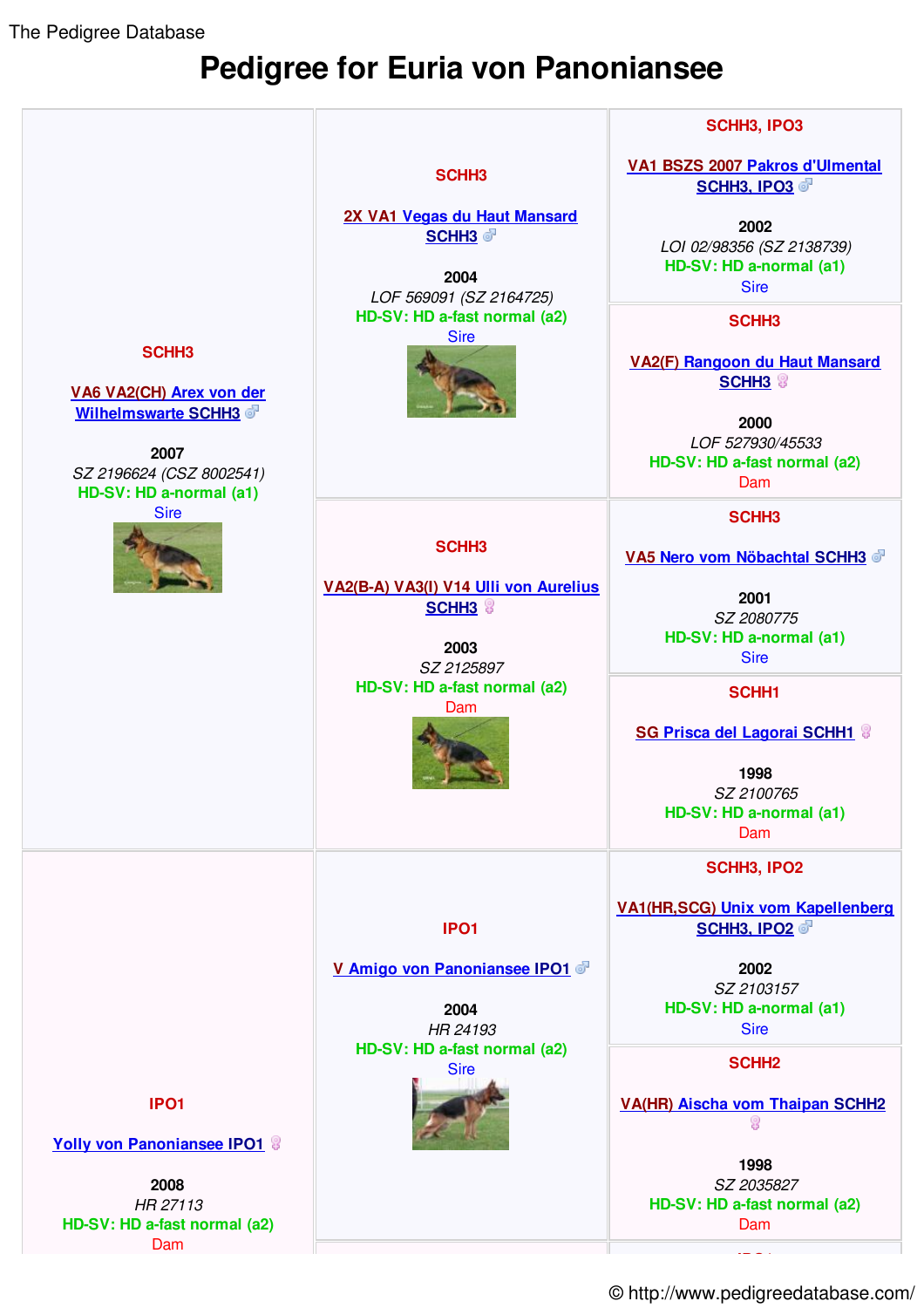The Pedigree Database

# Pedigree for Euria von Panoniansee

| | | |
|---|---|---|
| SCHH3<br><br>VA6 VA2(CH) Arex von der Wilhelmswarte SCHH3 ♂<br><br>2007<br>*SZ 2196624 (CSZ 8002541)*<br>HD-SV: HD a-normal (a1)<br>Sire | SCHH3<br><br>2X VA1 Vegas du Haut Mansard SCHH3 ♂<br><br>2004<br>*LOF 569091 (SZ 2164725)*<br>HD-SV: HD a-fast normal (a2)<br>Sire | SCHH3, IPO3<br><br>VA1 BSZS 2007 Pakros d'Ulmental SCHH3, IPO3 ♂<br><br>2002<br>*LOI 02/98356 (SZ 2138739)*<br>HD-SV: HD a-normal (a1)<br>Sire |
| | | SCHH3<br><br>VA2(F) Rangoon du Haut Mansard SCHH3 ♀<br><br>2000<br>*LOF 527930/45533*<br>HD-SV: HD a-fast normal (a2)<br>Dam |
| | SCHH3<br><br>VA2(B-A) VA3(I) V14 Ulli von Aurelius SCHH3 ♀<br><br>2003<br>*SZ 2125897*<br>HD-SV: HD a-fast normal (a2)<br>Dam | SCHH3<br><br>VA5 Nero vom Nöbachtal SCHH3 ♂<br><br>2001<br>*SZ 2080775*<br>HD-SV: HD a-normal (a1)<br>Sire |
| | | SCHH1<br><br>SG Prisca del Lagorai SCHH1 ♀<br><br>1998<br>*SZ 2100765*<br>HD-SV: HD a-normal (a1)<br>Dam |
| IPO1<br><br>Yolly von Panoniansee IPO1 ♀<br><br>2008<br>*HR 27113*<br>HD-SV: HD a-fast normal (a2)<br>Dam | IPO1<br><br>V Amigo von Panoniansee IPO1 ♂<br><br>2004<br>*HR 24193*<br>HD-SV: HD a-fast normal (a2)<br>Sire | SCHH3, IPO2<br><br>VA1(HR,SCG) Unix vom Kapellenberg SCHH3, IPO2 ♂<br><br>2002<br>*SZ 2103157*<br>HD-SV: HD a-normal (a1)<br>Sire |
| | | SCHH2<br><br>VA(HR) Aischa vom Thaipan SCHH2 ♀<br><br>1998<br>*SZ 2035827*<br>HD-SV: HD a-fast normal (a2)<br>Dam |

© http://www.pedigreedatabase.com/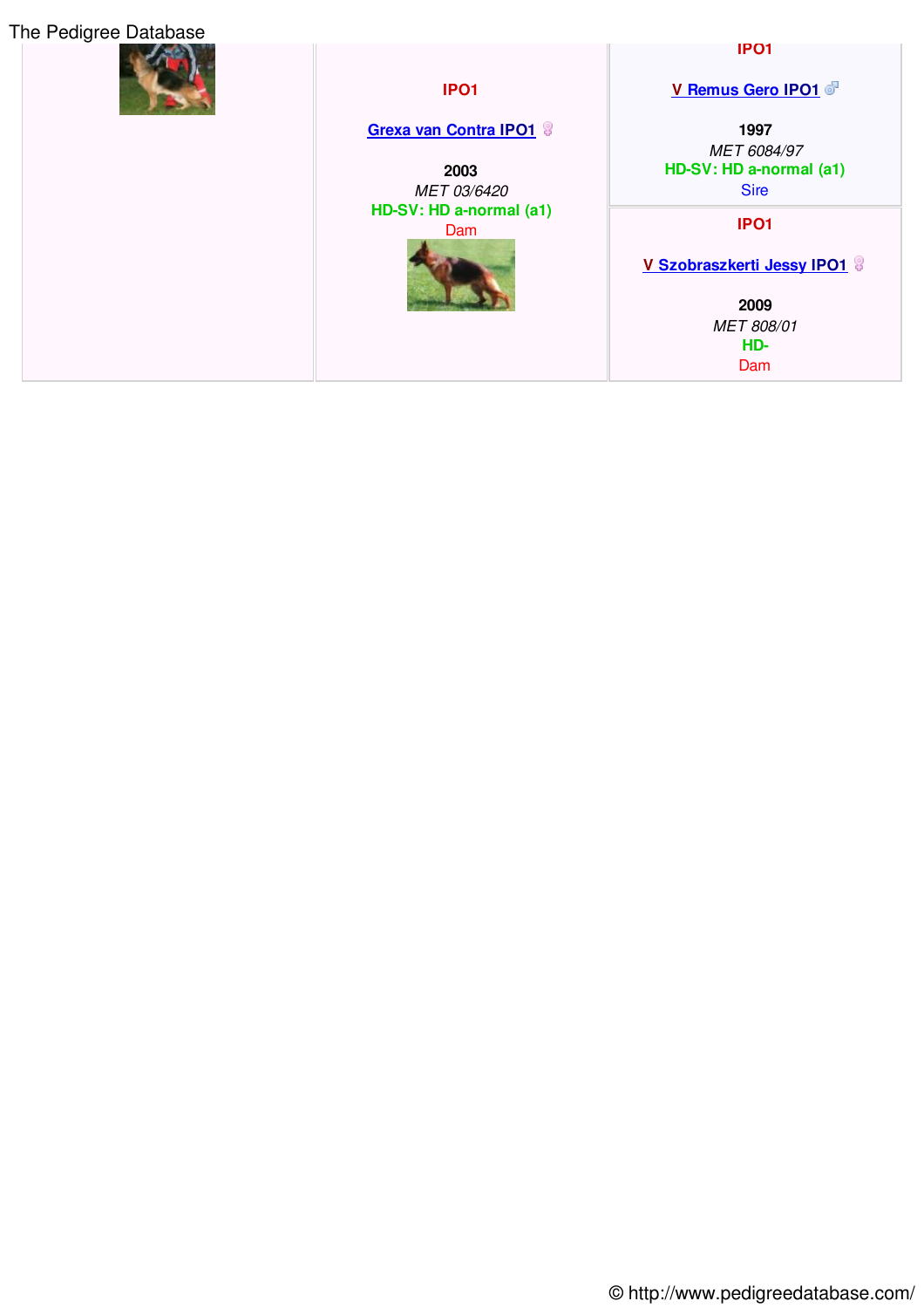| | | |
|---|---|---|
| | IPO1<br><br>Grexa van Contra IPO1<br><br>2003<br>*MET 03/6420*<br>HD-SV: HD a-normal (a1)<br>Dam | IPO1<br><br>V Remus Gero IPO1<br><br>1997<br>*MET 6084/97*<br>HD-SV: HD a-normal (a1)<br>Sire |
| | | IPO1<br><br>V Szobraszkerti Jessy IPO1<br><br>2009<br>*MET 808/01*<br>HD-<br>Dam |